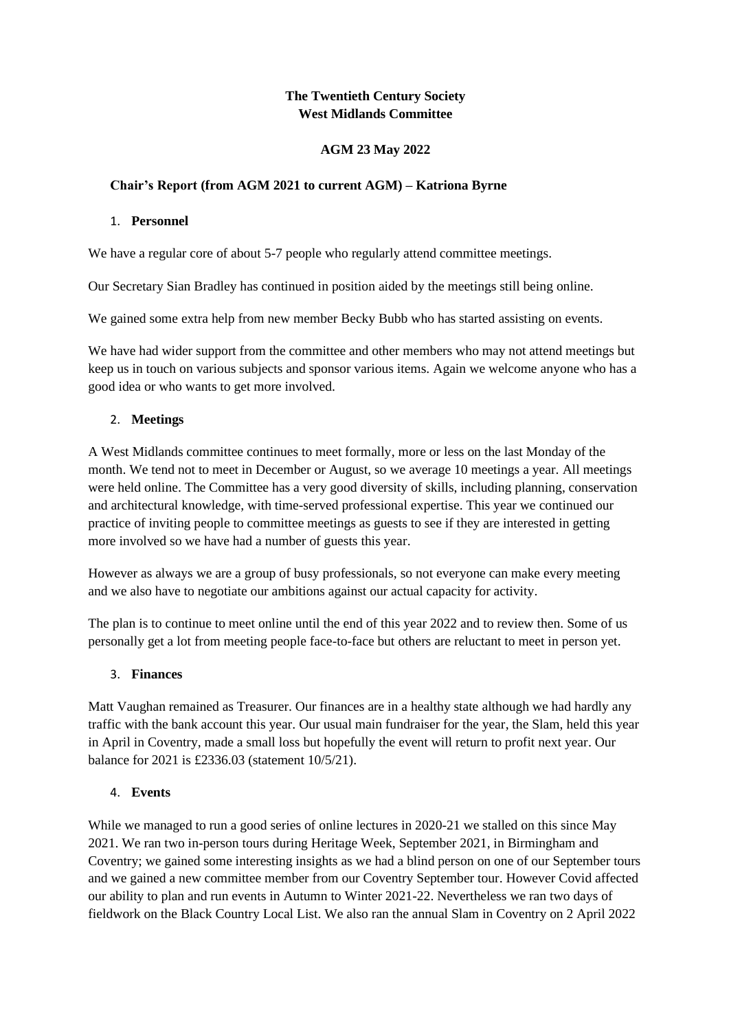**The Twentieth Century Society**
**West Midlands Committee**

**AGM 23 May 2022**

**Chair's Report (from AGM 2021 to current AGM) – Katriona Byrne**

1. **Personnel**

We have a regular core of about 5-7 people who regularly attend committee meetings.

Our Secretary Sian Bradley has continued in position aided by the meetings still being online.

We gained some extra help from new member Becky Bubb who has started assisting on events.

We have had wider support from the committee and other members who may not attend meetings but keep us in touch on various subjects and sponsor various items. Again we welcome anyone who has a good idea or who wants to get more involved.

2. **Meetings**

A West Midlands committee continues to meet formally, more or less on the last Monday of the month. We tend not to meet in December or August, so we average 10 meetings a year. All meetings were held online. The Committee has a very good diversity of skills, including planning, conservation and architectural knowledge, with time-served professional expertise. This year we continued our practice of inviting people to committee meetings as guests to see if they are interested in getting more involved so we have had a number of guests this year.

However as always we are a group of busy professionals, so not everyone can make every meeting and we also have to negotiate our ambitions against our actual capacity for activity.

The plan is to continue to meet online until the end of this year 2022 and to review then. Some of us personally get a lot from meeting people face-to-face but others are reluctant to meet in person yet.

3. **Finances**

Matt Vaughan remained as Treasurer. Our finances are in a healthy state although we had hardly any traffic with the bank account this year. Our usual main fundraiser for the year, the Slam, held this year in April in Coventry, made a small loss but hopefully the event will return to profit next year. Our balance for 2021 is £2336.03 (statement 10/5/21).

4. **Events**

While we managed to run a good series of online lectures in 2020-21 we stalled on this since May 2021. We ran two in-person tours during Heritage Week, September 2021, in Birmingham and Coventry; we gained some interesting insights as we had a blind person on one of our September tours and we gained a new committee member from our Coventry September tour. However Covid affected our ability to plan and run events in Autumn to Winter 2021-22. Nevertheless we ran two days of fieldwork on the Black Country Local List. We also ran the annual Slam in Coventry on 2 April 2022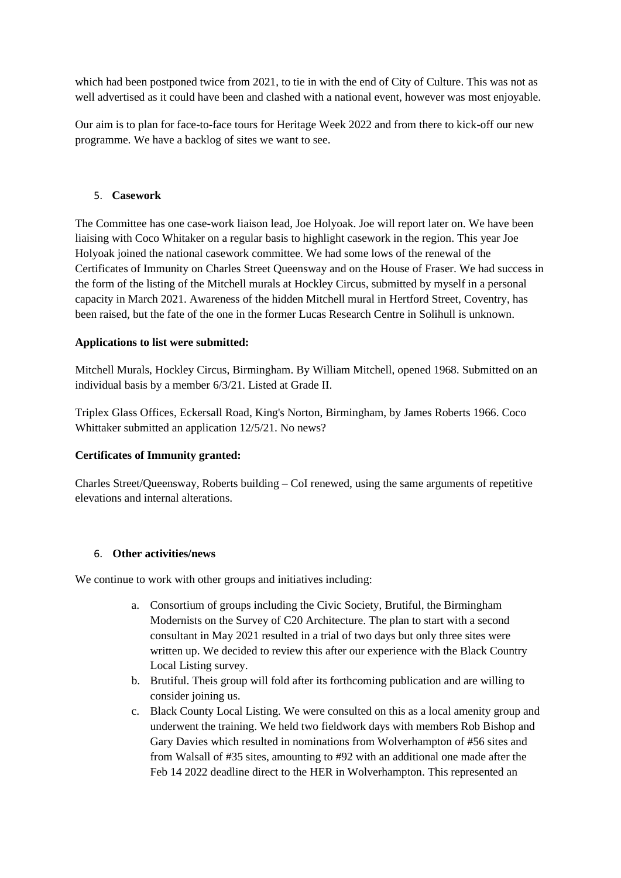which had been postponed twice from 2021, to tie in with the end of City of Culture. This was not as well advertised as it could have been and clashed with a national event, however was most enjoyable.

Our aim is to plan for face-to-face tours for Heritage Week 2022 and from there to kick-off our new programme. We have a backlog of sites we want to see.

5. **Casework**

The Committee has one case-work liaison lead, Joe Holyoak. Joe will report later on. We have been liaising with Coco Whitaker on a regular basis to highlight casework in the region. This year Joe Holyoak joined the national casework committee. We had some lows of the renewal of the Certificates of Immunity on Charles Street Queensway and on the House of Fraser. We had success in the form of the listing of the Mitchell murals at Hockley Circus, submitted by myself in a personal capacity in March 2021. Awareness of the hidden Mitchell mural in Hertford Street, Coventry, has been raised, but the fate of the one in the former Lucas Research Centre in Solihull is unknown.

**Applications to list were submitted:**

Mitchell Murals, Hockley Circus, Birmingham. By William Mitchell, opened 1968. Submitted on an individual basis by a member 6/3/21. Listed at Grade II.

Triplex Glass Offices, Eckersall Road, King's Norton, Birmingham, by James Roberts 1966. Coco Whittaker submitted an application 12/5/21. No news?

**Certificates of Immunity granted:**

Charles Street/Queensway, Roberts building – CoI renewed, using the same arguments of repetitive elevations and internal alterations.

6. **Other activities/news**

We continue to work with other groups and initiatives including:

a. Consortium of groups including the Civic Society, Brutiful, the Birmingham Modernists on the Survey of C20 Architecture. The plan to start with a second consultant in May 2021 resulted in a trial of two days but only three sites were written up. We decided to review this after our experience with the Black Country Local Listing survey.
b. Brutiful. Theis group will fold after its forthcoming publication and are willing to consider joining us.
c. Black County Local Listing. We were consulted on this as a local amenity group and underwent the training. We held two fieldwork days with members Rob Bishop and Gary Davies which resulted in nominations from Wolverhampton of #56 sites and from Walsall of #35 sites, amounting to #92 with an additional one made after the Feb 14 2022 deadline direct to the HER in Wolverhampton. This represented an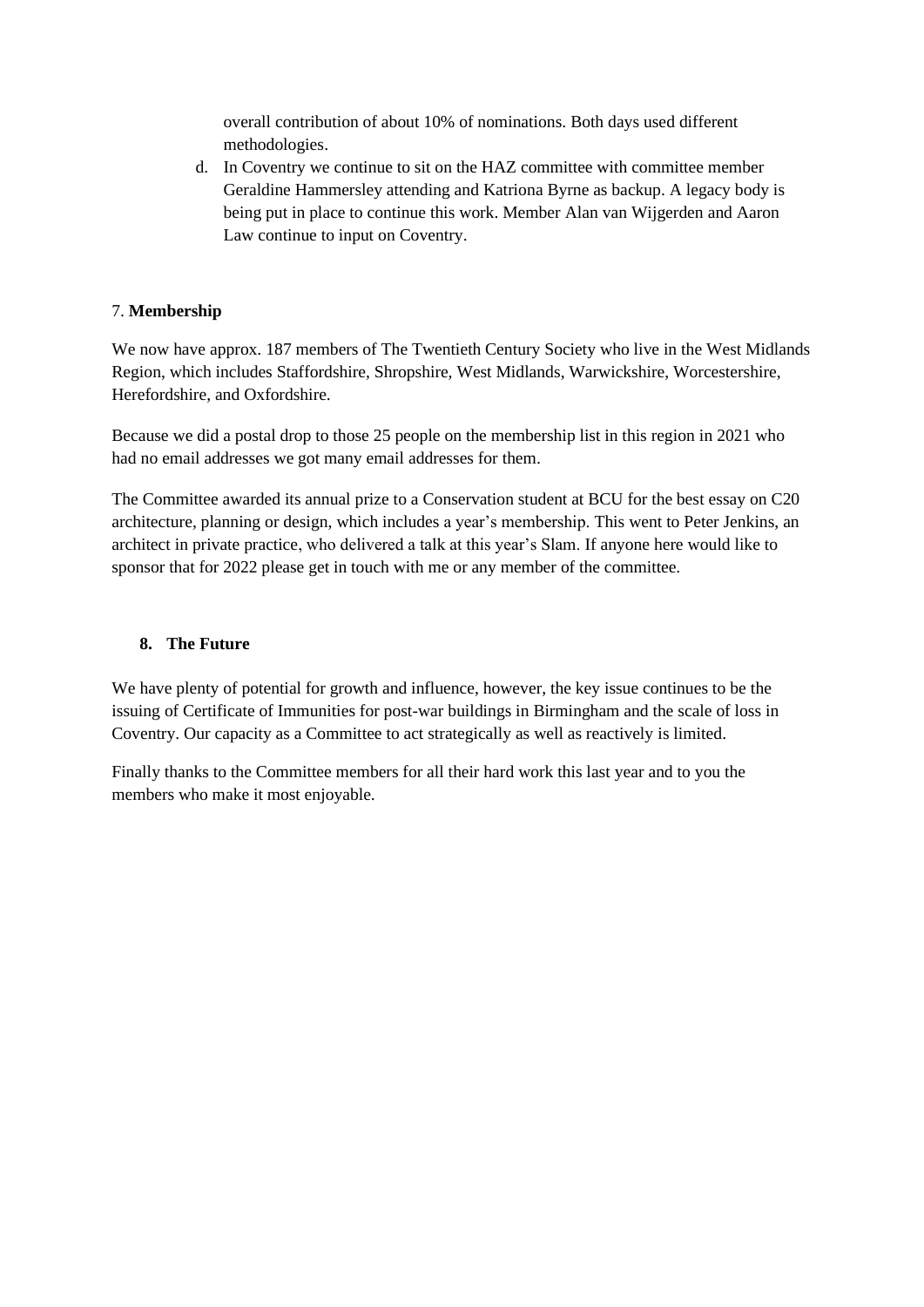overall contribution of about 10% of nominations. Both days used different methodologies.

d. In Coventry we continue to sit on the HAZ committee with committee member Geraldine Hammersley attending and Katriona Byrne as backup. A legacy body is being put in place to continue this work. Member Alan van Wijgerden and Aaron Law continue to input on Coventry.

## 7. **Membership**

We now have approx. 187 members of The Twentieth Century Society who live in the West Midlands Region, which includes Staffordshire, Shropshire, West Midlands, Warwickshire, Worcestershire, Herefordshire, and Oxfordshire.

Because we did a postal drop to those 25 people on the membership list in this region in 2021 who had no email addresses we got many email addresses for them.

The Committee awarded its annual prize to a Conservation student at BCU for the best essay on C20 architecture, planning or design, which includes a year's membership. This went to Peter Jenkins, an architect in private practice, who delivered a talk at this year's Slam. If anyone here would like to sponsor that for 2022 please get in touch with me or any member of the committee.

## **8. The Future**

We have plenty of potential for growth and influence, however, the key issue continues to be the issuing of Certificate of Immunities for post-war buildings in Birmingham and the scale of loss in Coventry. Our capacity as a Committee to act strategically as well as reactively is limited.

Finally thanks to the Committee members for all their hard work this last year and to you the members who make it most enjoyable.